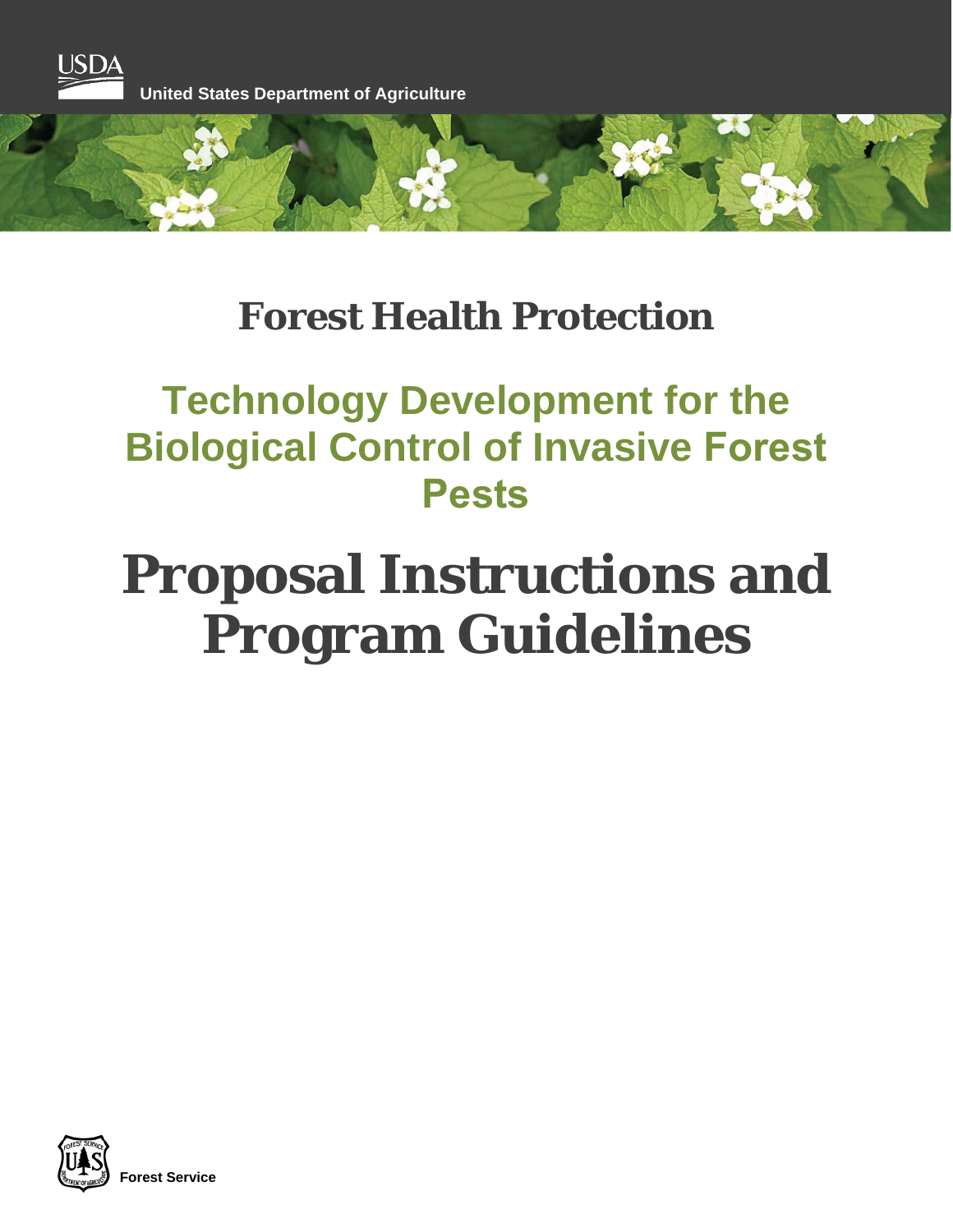USDA

United States Department of Agriculture

# Forest Health Protection

## Technology Development for the Biological Control of Invasive Forest Pests

# Proposal Instructions and Program Guidelines

Forest Service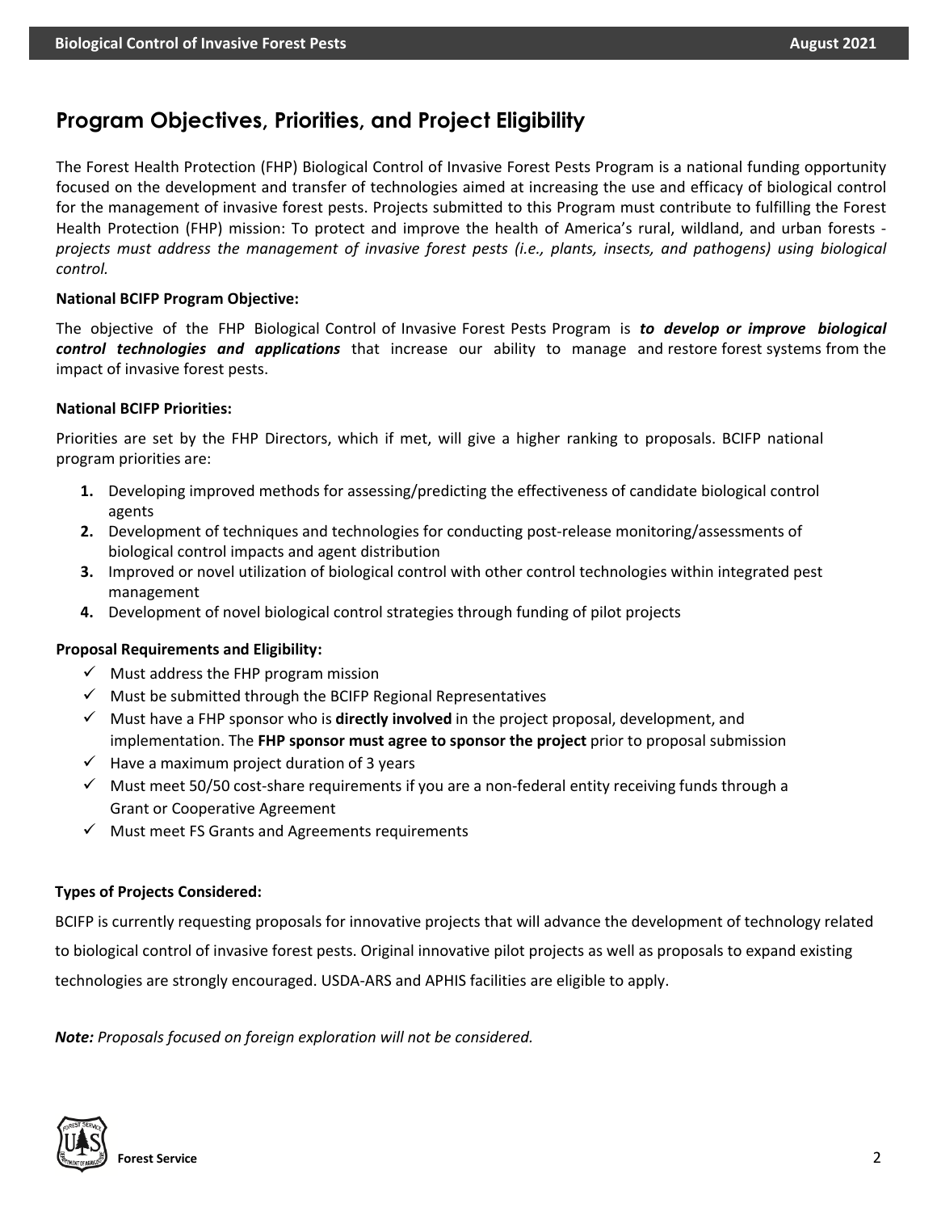## Program Objectives, Priorities, and Project Eligibility

The Forest Health Protection (FHP) Biological Control of Invasive Forest Pests Program is a national funding opportunity focused on the development and transfer of technologies aimed at increasing the use and efficacy of biological control for the management of invasive forest pests. Projects submitted to this Program must contribute to fulfilling the Forest Health Protection (FHP) mission: To protect and improve the health of America's rural, wildland, and urban forests - *projects must address the management of invasive forest pests (i.e., plants, insects, and pathogens) using biological control.*

**National BCIFP Program Objective:**

The objective of the FHP Biological Control of Invasive Forest Pests Program is ***to develop or improve biological control technologies and applications*** that increase our ability to manage and restore forest systems from the impact of invasive forest pests.

**National BCIFP Priorities:**

Priorities are set by the FHP Directors, which if met, will give a higher ranking to proposals. BCIFP national program priorities are:

1. Developing improved methods for assessing/predicting the effectiveness of candidate biological control agents
2. Development of techniques and technologies for conducting post-release monitoring/assessments of biological control impacts and agent distribution
3. Improved or novel utilization of biological control with other control technologies within integrated pest management
4. Development of novel biological control strategies through funding of pilot projects

**Proposal Requirements and Eligibility:**

- ✓ Must address the FHP program mission
- ✓ Must be submitted through the BCIFP Regional Representatives
- ✓ Must have a FHP sponsor who is **directly involved** in the project proposal, development, and implementation. The **FHP sponsor must agree to sponsor the project** prior to proposal submission
- ✓ Have a maximum project duration of 3 years
- ✓ Must meet 50/50 cost-share requirements if you are a non-federal entity receiving funds through a Grant or Cooperative Agreement
- ✓ Must meet FS Grants and Agreements requirements

**Types of Projects Considered:**

BCIFP is currently requesting proposals for innovative projects that will advance the development of technology related to biological control of invasive forest pests. Original innovative pilot projects as well as proposals to expand existing technologies are strongly encouraged. USDA-ARS and APHIS facilities are eligible to apply.

***Note:*** *Proposals focused on foreign exploration will not be considered.*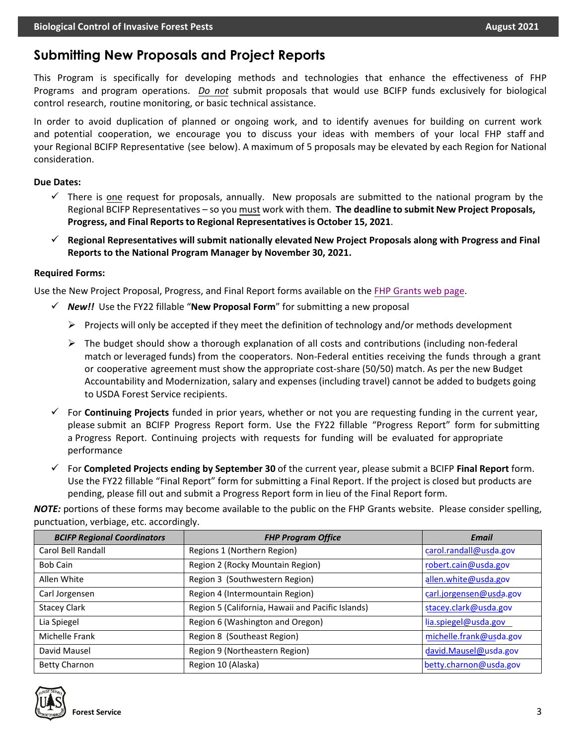## Submitting New Proposals and Project Reports

This Program is specifically for developing methods and technologies that enhance the effectiveness of FHP Programs and program operations. *Do not* submit proposals that would use BCIFP funds exclusively for biological control research, routine monitoring, or basic technical assistance.

In order to avoid duplication of planned or ongoing work, and to identify avenues for building on current work and potential cooperation, we encourage you to discuss your ideas with members of your local FHP staff and your Regional BCIFP Representative (see below). A maximum of 5 proposals may be elevated by each Region for National consideration.

**Due Dates:**

- ✓ There is one request for proposals, annually. New proposals are submitted to the national program by the Regional BCIFP Representatives – so you must work with them. **The deadline to submit New Project Proposals, Progress, and Final Reports to Regional Representatives is October 15, 2021**.
- ✓ **Regional Representatives will submit nationally elevated New Project Proposals along with Progress and Final Reports to the National Program Manager by November 30, 2021.**

**Required Forms:**

Use the New Project Proposal, Progress, and Final Report forms available on the FHP Grants web page.

- ✓ ***New!!*** Use the FY22 fillable "**New Proposal Form**" for submitting a new proposal
  - ➢ Projects will only be accepted if they meet the definition of technology and/or methods development
  - ➢ The budget should show a thorough explanation of all costs and contributions (including non-federal match or leveraged funds) from the cooperators. Non-Federal entities receiving the funds through a grant or cooperative agreement must show the appropriate cost-share (50/50) match. As per the new Budget Accountability and Modernization, salary and expenses (including travel) cannot be added to budgets going to USDA Forest Service recipients.
- ✓ For **Continuing Projects** funded in prior years, whether or not you are requesting funding in the current year, please submit an BCIFP Progress Report form. Use the FY22 fillable "Progress Report" form for submitting a Progress Report. Continuing projects with requests for funding will be evaluated for appropriate performance
- ✓ For **Completed Projects ending by September 30** of the current year, please submit a BCIFP **Final Report** form. Use the FY22 fillable "Final Report" form for submitting a Final Report. If the project is closed but products are pending, please fill out and submit a Progress Report form in lieu of the Final Report form.

***NOTE:*** portions of these forms may become available to the public on the FHP Grants website. Please consider spelling, punctuation, verbiage, etc. accordingly.

| *BCIFP Regional Coordinators* | *FHP Program Office* | *Email* |
|---|---|---|
| Carol Bell Randall | Regions 1 (Northern Region) | carol.randall@usda.gov |
| Bob Cain | Region 2 (Rocky Mountain Region) | robert.cain@usda.gov |
| Allen White | Region 3 (Southwestern Region) | allen.white@usda.gov |
| Carl Jorgensen | Region 4 (Intermountain Region) | carl.jorgensen@usda.gov |
| Stacey Clark | Region 5 (California, Hawaii and Pacific Islands) | stacey.clark@usda.gov |
| Lia Spiegel | Region 6 (Washington and Oregon) | lia.spiegel@usda.gov |
| Michelle Frank | Region 8 (Southeast Region) | michelle.frank@usda.gov |
| David Mausel | Region 9 (Northeastern Region) | david.Mausel@usda.gov |
| Betty Charnon | Region 10 (Alaska) | betty.charnon@usda.gov |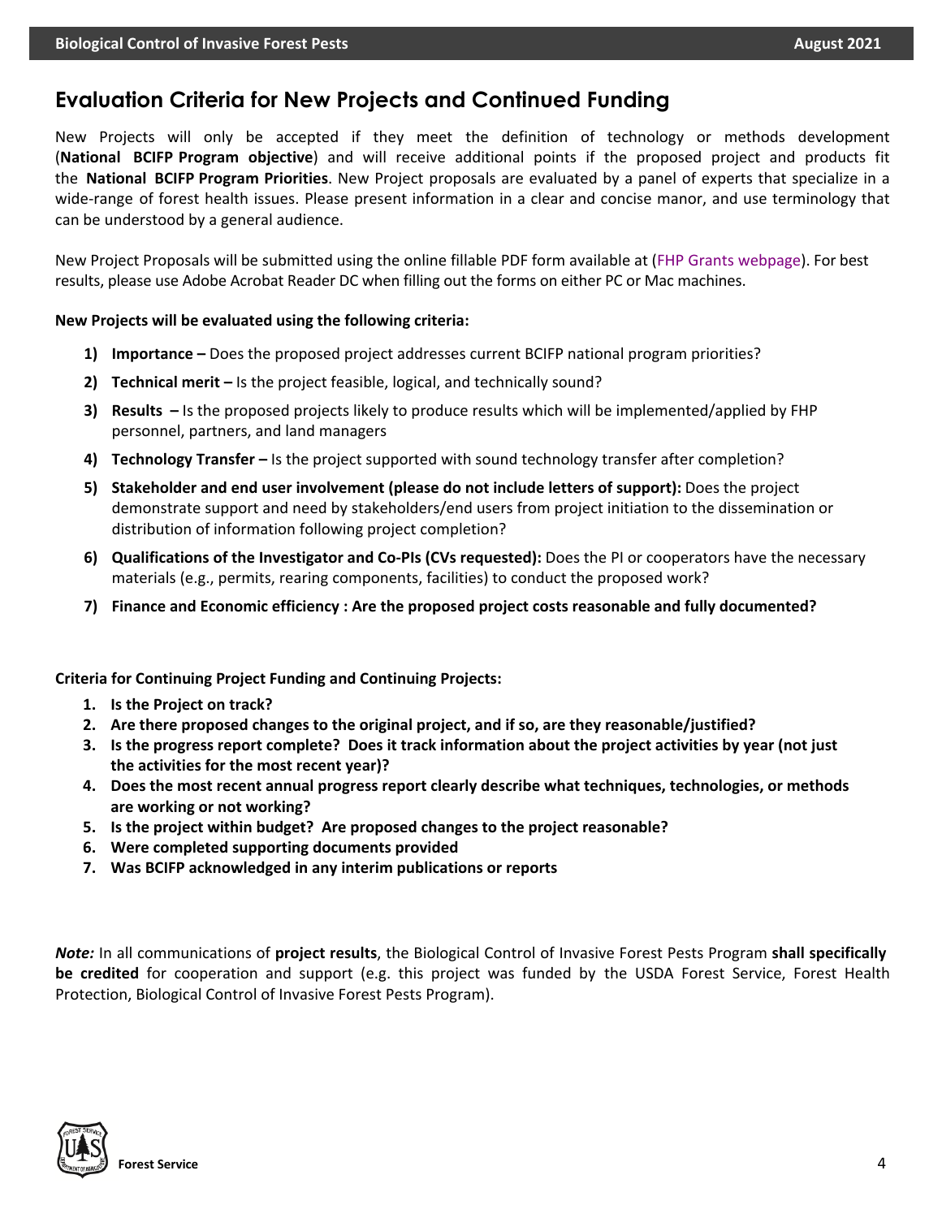## Evaluation Criteria for New Projects and Continued Funding

New Projects will only be accepted if they meet the definition of technology or methods development (**National BCIFP Program objective**) and will receive additional points if the proposed project and products fit the **National BCIFP Program Priorities**. New Project proposals are evaluated by a panel of experts that specialize in a wide-range of forest health issues. Please present information in a clear and concise manor, and use terminology that can be understood by a general audience.

New Project Proposals will be submitted using the online fillable PDF form available at (FHP Grants webpage). For best results, please use Adobe Acrobat Reader DC when filling out the forms on either PC or Mac machines.

**New Projects will be evaluated using the following criteria:**

1) **Importance –** Does the proposed project addresses current BCIFP national program priorities?
2) **Technical merit –** Is the project feasible, logical, and technically sound?
3) **Results –** Is the proposed projects likely to produce results which will be implemented/applied by FHP personnel, partners, and land managers
4) **Technology Transfer –** Is the project supported with sound technology transfer after completion?
5) **Stakeholder and end user involvement (please do not include letters of support):** Does the project demonstrate support and need by stakeholders/end users from project initiation to the dissemination or distribution of information following project completion?
6) **Qualifications of the Investigator and Co-PIs (CVs requested):** Does the PI or cooperators have the necessary materials (e.g., permits, rearing components, facilities) to conduct the proposed work?
7) **Finance and Economic efficiency : Are the proposed project costs reasonable and fully documented?**

**Criteria for Continuing Project Funding and Continuing Projects:**

1. **Is the Project on track?**
2. **Are there proposed changes to the original project, and if so, are they reasonable/justified?**
3. **Is the progress report complete? Does it track information about the project activities by year (not just the activities for the most recent year)?**
4. **Does the most recent annual progress report clearly describe what techniques, technologies, or methods are working or not working?**
5. **Is the project within budget? Are proposed changes to the project reasonable?**
6. **Were completed supporting documents provided**
7. **Was BCIFP acknowledged in any interim publications or reports**

***Note:*** In all communications of **project results**, the Biological Control of Invasive Forest Pests Program **shall specifically be credited** for cooperation and support (e.g. this project was funded by the USDA Forest Service, Forest Health Protection, Biological Control of Invasive Forest Pests Program).